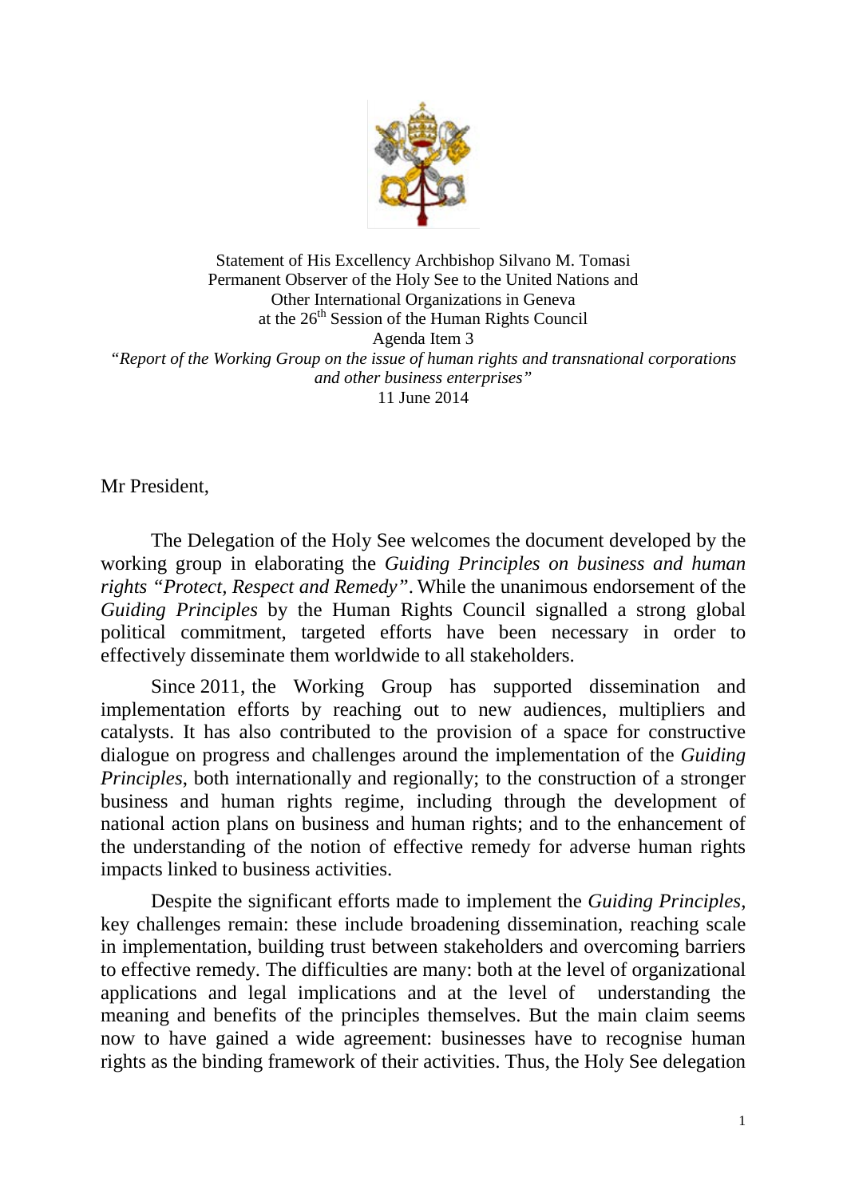Statement of His Excellency Archbishop Silvano M. Tomasi
Permanent Observer of the Holy See to the United Nations and
Other International Organizations in Geneva
at the 26th Session of the Human Rights Council
Agenda Item 3
"*Report of the Working Group on the issue of human rights and transnational corporations and other business enterprises"*
11 June 2014

Mr President,

The Delegation of the Holy See welcomes the document developed by the working group in elaborating the *Guiding Principles on business and human rights "Protect, Respect and Remedy"*. While the unanimous endorsement of the *Guiding Principles* by the Human Rights Council signalled a strong global political commitment, targeted efforts have been necessary in order to effectively disseminate them worldwide to all stakeholders.

Since 2011, the Working Group has supported dissemination and implementation efforts by reaching out to new audiences, multipliers and catalysts. It has also contributed to the provision of a space for constructive dialogue on progress and challenges around the implementation of the *Guiding Principles*, both internationally and regionally; to the construction of a stronger business and human rights regime, including through the development of national action plans on business and human rights; and to the enhancement of the understanding of the notion of effective remedy for adverse human rights impacts linked to business activities.

Despite the significant efforts made to implement the *Guiding Principles*, key challenges remain: these include broadening dissemination, reaching scale in implementation, building trust between stakeholders and overcoming barriers to effective remedy. The difficulties are many: both at the level of organizational applications and legal implications and at the level of understanding the meaning and benefits of the principles themselves. But the main claim seems now to have gained a wide agreement: businesses have to recognise human rights as the binding framework of their activities. Thus, the Holy See delegation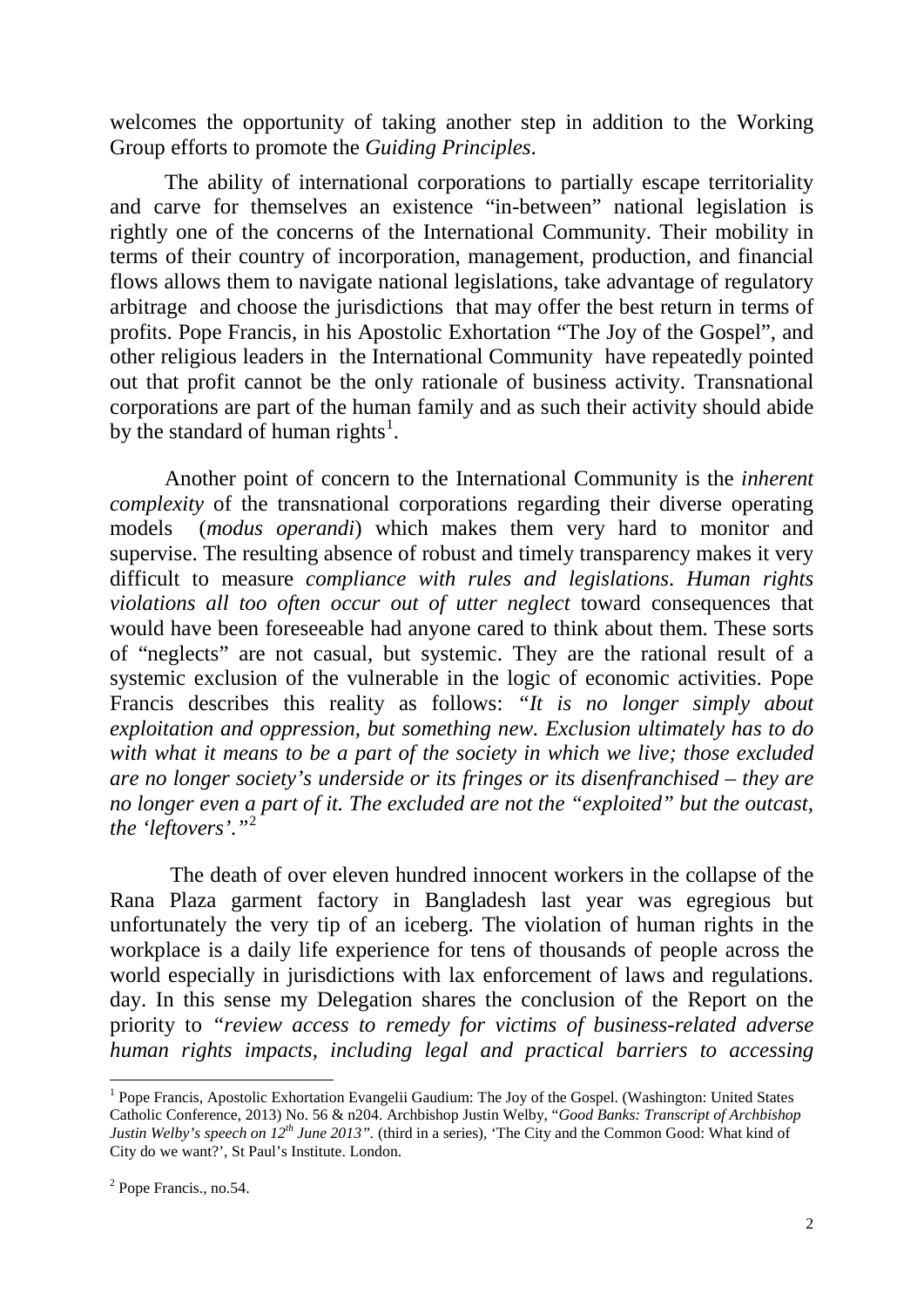welcomes the opportunity of taking another step in addition to the Working Group efforts to promote the *Guiding Principles*.

The ability of international corporations to partially escape territoriality and carve for themselves an existence "in-between" national legislation is rightly one of the concerns of the International Community. Their mobility in terms of their country of incorporation, management, production, and financial flows allows them to navigate national legislations, take advantage of regulatory arbitrage and choose the jurisdictions that may offer the best return in terms of profits. Pope Francis, in his Apostolic Exhortation "The Joy of the Gospel", and other religious leaders in the International Community have repeatedly pointed out that profit cannot be the only rationale of business activity. Transnational corporations are part of the human family and as such their activity should abide by the standard of human rights[1].

Another point of concern to the International Community is the *inherent complexity* of the transnational corporations regarding their diverse operating models (*modus operandi*) which makes them very hard to monitor and supervise. The resulting absence of robust and timely transparency makes it very difficult to measure *compliance with rules and legislations*. *Human rights violations all too often occur out of utter neglect* toward consequences that would have been foreseeable had anyone cared to think about them. These sorts of "neglects" are not casual, but systemic. They are the rational result of a systemic exclusion of the vulnerable in the logic of economic activities. Pope Francis describes this reality as follows: "*It is no longer simply about exploitation and oppression, but something new. Exclusion ultimately has to do with what it means to be a part of the society in which we live; those excluded are no longer society's underside or its fringes or its disenfranchised – they are no longer even a part of it. The excluded are not the "exploited" but the outcast, the 'leftovers'.*"[2]

The death of over eleven hundred innocent workers in the collapse of the Rana Plaza garment factory in Bangladesh last year was egregious but unfortunately the very tip of an iceberg. The violation of human rights in the workplace is a daily life experience for tens of thousands of people across the world especially in jurisdictions with lax enforcement of laws and regulations. day. In this sense my Delegation shares the conclusion of the Report on the priority to "*review access to remedy for victims of business-related adverse human rights impacts, including legal and practical barriers to accessing*

---

[1] Pope Francis, Apostolic Exhortation Evangelii Gaudium: The Joy of the Gospel. (Washington: United States Catholic Conference, 2013) No. 56 & n204. Archbishop Justin Welby, "*Good Banks: Transcript of Archbishop Justin Welby's speech on 12th June 2013".* (third in a series), 'The City and the Common Good: What kind of City do we want?', St Paul's Institute. London.

[2] Pope Francis., no.54.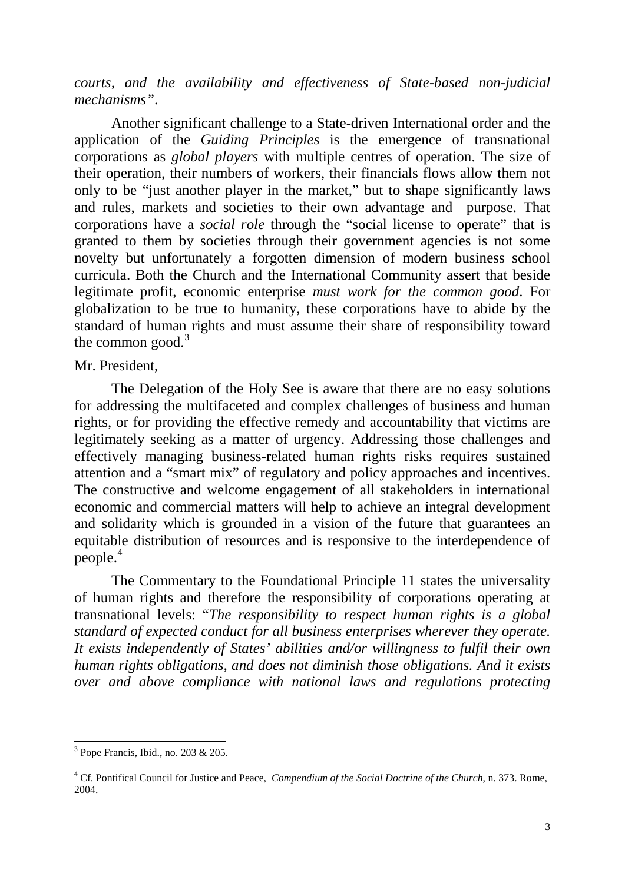*courts, and the availability and effectiveness of State-based non-judicial mechanisms”*.

Another significant challenge to a State-driven International order and the application of the *Guiding Principles* is the emergence of transnational corporations as *global players* with multiple centres of operation. The size of their operation, their numbers of workers, their financials flows allow them not only to be “just another player in the market,” but to shape significantly laws and rules, markets and societies to their own advantage and purpose. That corporations have a *social role* through the “social license to operate” that is granted to them by societies through their government agencies is not some novelty but unfortunately a forgotten dimension of modern business school curricula. Both the Church and the International Community assert that beside legitimate profit, economic enterprise *must work for the common good*. For globalization to be true to humanity, these corporations have to abide by the standard of human rights and must assume their share of responsibility toward the common good.[3]

Mr. President,

The Delegation of the Holy See is aware that there are no easy solutions for addressing the multifaceted and complex challenges of business and human rights, or for providing the effective remedy and accountability that victims are legitimately seeking as a matter of urgency. Addressing those challenges and effectively managing business-related human rights risks requires sustained attention and a “smart mix” of regulatory and policy approaches and incentives. The constructive and welcome engagement of all stakeholders in international economic and commercial matters will help to achieve an integral development and solidarity which is grounded in a vision of the future that guarantees an equitable distribution of resources and is responsive to the interdependence of people.[4]

The Commentary to the Foundational Principle 11 states the universality of human rights and therefore the responsibility of corporations operating at transnational levels: “*The responsibility to respect human rights is a global standard of expected conduct for all business enterprises wherever they operate. It exists independently of States’ abilities and/or willingness to fulfil their own human rights obligations, and does not diminish those obligations. And it exists over and above compliance with national laws and regulations protecting*

---

[3] Pope Francis, Ibid., no. 203 & 205.

[4] Cf. Pontifical Council for Justice and Peace, *Compendium of the Social Doctrine of the Church*, n. 373. Rome, 2004.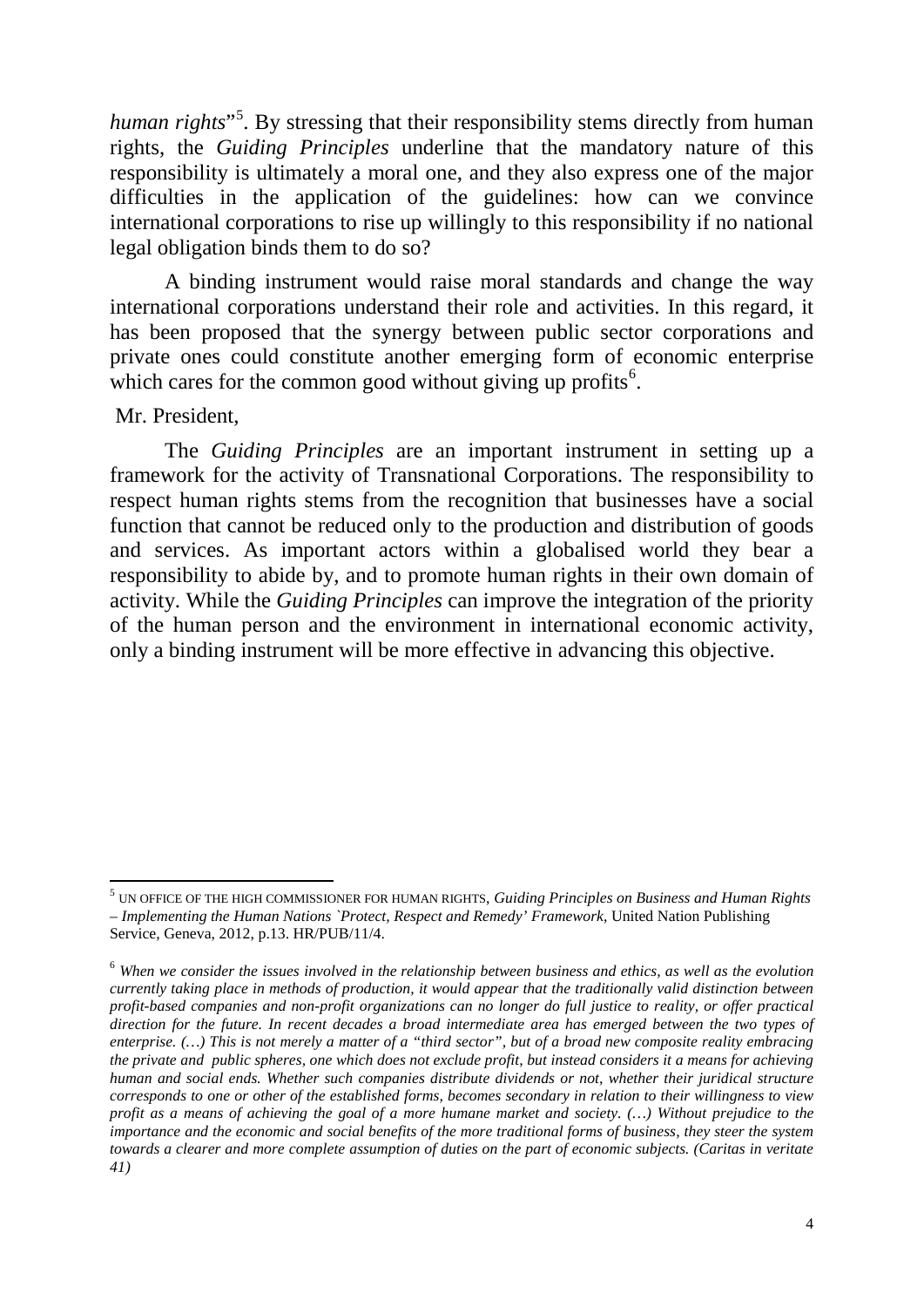*human rights*"[5]. By stressing that their responsibility stems directly from human rights, the *Guiding Principles* underline that the mandatory nature of this responsibility is ultimately a moral one, and they also express one of the major difficulties in the application of the guidelines: how can we convince international corporations to rise up willingly to this responsibility if no national legal obligation binds them to do so?

A binding instrument would raise moral standards and change the way international corporations understand their role and activities. In this regard, it has been proposed that the synergy between public sector corporations and private ones could constitute another emerging form of economic enterprise which cares for the common good without giving up profits[6].

Mr. President,

The *Guiding Principles* are an important instrument in setting up a framework for the activity of Transnational Corporations. The responsibility to respect human rights stems from the recognition that businesses have a social function that cannot be reduced only to the production and distribution of goods and services. As important actors within a globalised world they bear a responsibility to abide by, and to promote human rights in their own domain of activity. While the *Guiding Principles* can improve the integration of the priority of the human person and the environment in international economic activity, only a binding instrument will be more effective in advancing this objective.

---

[5] UN OFFICE OF THE HIGH COMMISSIONER FOR HUMAN RIGHTS, *Guiding Principles on Business and Human Rights – Implementing the Human Nations `Protect, Respect and Remedy' Framework*, United Nation Publishing Service, Geneva, 2012, p.13. HR/PUB/11/4.

[6] *When we consider the issues involved in the relationship between business and ethics, as well as the evolution currently taking place in methods of production, it would appear that the traditionally valid distinction between profit-based companies and non-profit organizations can no longer do full justice to reality, or offer practical direction for the future. In recent decades a broad intermediate area has emerged between the two types of enterprise. (…) This is not merely a matter of a "third sector", but of a broad new composite reality embracing the private and public spheres, one which does not exclude profit, but instead considers it a means for achieving human and social ends. Whether such companies distribute dividends or not, whether their juridical structure corresponds to one or other of the established forms, becomes secondary in relation to their willingness to view profit as a means of achieving the goal of a more humane market and society. (…) Without prejudice to the importance and the economic and social benefits of the more traditional forms of business, they steer the system towards a clearer and more complete assumption of duties on the part of economic subjects. (Caritas in veritate 41)*